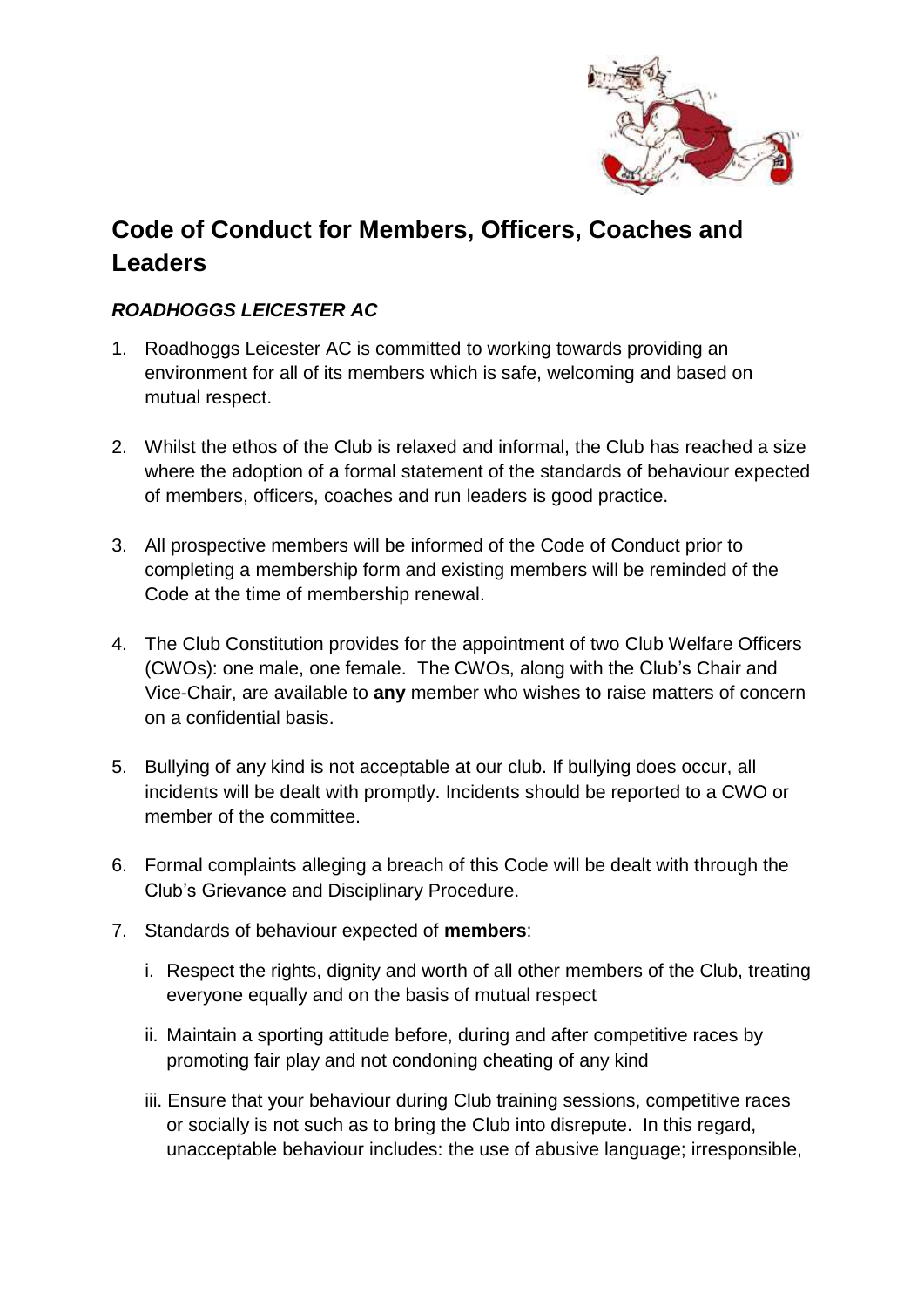# Code of Conduct for Members, Officers, Coaches and Leaders

## *ROADHOGGS LEICESTER AC*

1. Roadhoggs Leicester AC is committed to working towards providing an environment for all of its members which is safe, welcoming and based on mutual respect.

2. Whilst the ethos of the Club is relaxed and informal, the Club has reached a size where the adoption of a formal statement of the standards of behaviour expected of members, officers, coaches and run leaders is good practice.

3. All prospective members will be informed of the Code of Conduct prior to completing a membership form and existing members will be reminded of the Code at the time of membership renewal.

4. The Club Constitution provides for the appointment of two Club Welfare Officers (CWOs): one male, one female. The CWOs, along with the Club's Chair and Vice-Chair, are available to **any** member who wishes to raise matters of concern on a confidential basis.

5. Bullying of any kind is not acceptable at our club. If bullying does occur, all incidents will be dealt with promptly. Incidents should be reported to a CWO or member of the committee.

6. Formal complaints alleging a breach of this Code will be dealt with through the Club's Grievance and Disciplinary Procedure.

7. Standards of behaviour expected of **members**:

   i. Respect the rights, dignity and worth of all other members of the Club, treating everyone equally and on the basis of mutual respect

   ii. Maintain a sporting attitude before, during and after competitive races by promoting fair play and not condoning cheating of any kind

   iii. Ensure that your behaviour during Club training sessions, competitive races or socially is not such as to bring the Club into disrepute. In this regard, unacceptable behaviour includes: the use of abusive language; irresponsible,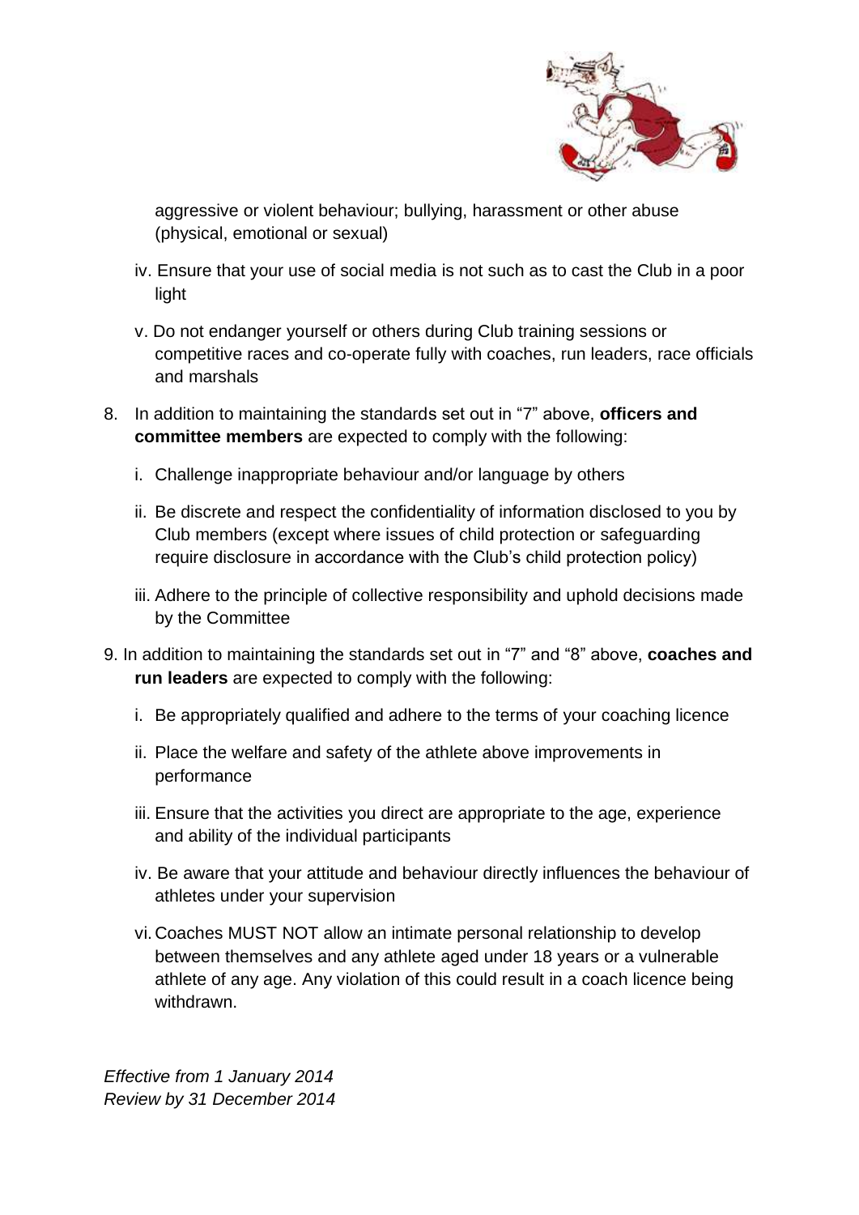aggressive or violent behaviour; bullying, harassment or other abuse (physical, emotional or sexual)

iv. Ensure that your use of social media is not such as to cast the Club in a poor light

v. Do not endanger yourself or others during Club training sessions or competitive races and co-operate fully with coaches, run leaders, race officials and marshals

8. In addition to maintaining the standards set out in "7" above, **officers and committee members** are expected to comply with the following:

   i. Challenge inappropriate behaviour and/or language by others

   ii. Be discrete and respect the confidentiality of information disclosed to you by Club members (except where issues of child protection or safeguarding require disclosure in accordance with the Club's child protection policy)

   iii. Adhere to the principle of collective responsibility and uphold decisions made by the Committee

9. In addition to maintaining the standards set out in "7" and "8" above, **coaches and run leaders** are expected to comply with the following:

   i. Be appropriately qualified and adhere to the terms of your coaching licence

   ii. Place the welfare and safety of the athlete above improvements in performance

   iii. Ensure that the activities you direct are appropriate to the age, experience and ability of the individual participants

   iv. Be aware that your attitude and behaviour directly influences the behaviour of athletes under your supervision

   vi. Coaches MUST NOT allow an intimate personal relationship to develop between themselves and any athlete aged under 18 years or a vulnerable athlete of any age. Any violation of this could result in a coach licence being withdrawn.

*Effective from 1 January 2014*
*Review by 31 December 2014*